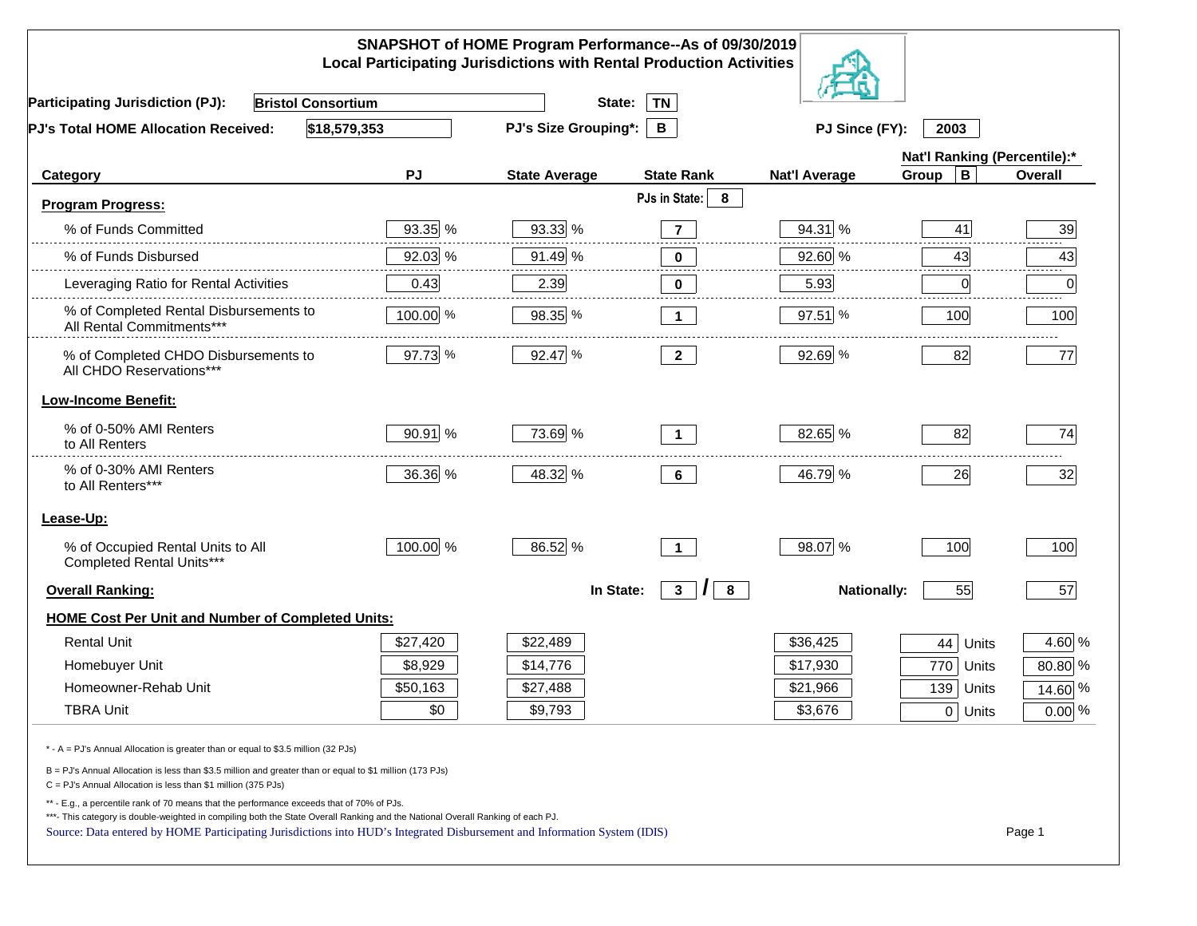# SNAPSHOT of HOME Program Performance--As of 09/30/2019
## Local Participating Jurisdictions with Rental Production Activities

**Participating Jurisdiction (PJ):** Bristol Consortium  **State:** TN

**PJ's Total HOME Allocation Received:** $18,579,353  **PJ's Size Grouping*:** B  **PJ Since (FY):** 2003

| Category | PJ | State Average | State Rank | Nat'l Average | Nat'l Ranking (Percentile):* Group B | Overall |
|---|---|---|---|---|---|---|
| **Program Progress:** | | | PJs in State: 8 | | | |
| % of Funds Committed | 93.35 % | 93.33 % | 7 | 94.31 % | 41 | 39 |
| % of Funds Disbursed | 92.03 % | 91.49 % | 0 | 92.60 % | 43 | 43 |
| Leveraging Ratio for Rental Activities | 0.43 | 2.39 | 0 | 5.93 | 0 | 0 |
| % of Completed Rental Disbursements to All Rental Commitments*** | 100.00 % | 98.35 % | 1 | 97.51 % | 100 | 100 |
| % of Completed CHDO Disbursements to All CHDO Reservations*** | 97.73 % | 92.47 % | 2 | 92.69 % | 82 | 77 |
| **Low-Income Benefit:** | | | | | | |
| % of 0-50% AMI Renters to All Renters | 90.91 % | 73.69 % | 1 | 82.65 % | 82 | 74 |
| % of 0-30% AMI Renters to All Renters*** | 36.36 % | 48.32 % | 6 | 46.79 % | 26 | 32 |
| **Lease-Up:** | | | | | | |
| % of Occupied Rental Units to All Completed Rental Units*** | 100.00 % | 86.52 % | 1 | 98.07 % | 100 | 100 |
| **Overall Ranking:** | | In State: | 3 / 8 | Nationally: | 55 | 57 |
| **HOME Cost Per Unit and Number of Completed Units:** | | | | | | |
| Rental Unit | $27,420 | $22,489 | | $36,425 | 44 Units | 4.60 % |
| Homebuyer Unit | $8,929 | $14,776 | | $17,930 | 770 Units | 80.80 % |
| Homeowner-Rehab Unit | $50,163 | $27,488 | | $21,966 | 139 Units | 14.60 % |
| TBRA Unit | $0 | $9,793 | | $3,676 | 0 Units | 0.00 % |

\* - A = PJ's Annual Allocation is greater than or equal to $3.5 million (32 PJs)

B = PJ's Annual Allocation is less than $3.5 million and greater than or equal to $1 million (173 PJs)

C = PJ's Annual Allocation is less than $1 million (375 PJs)

** - E.g., a percentile rank of 70 means that the performance exceeds that of 70% of PJs.

***- This category is double-weighted in compiling both the State Overall Ranking and the National Overall Ranking of each PJ.

Source: Data entered by HOME Participating Jurisdictions into HUD's Integrated Disbursement and Information System (IDIS)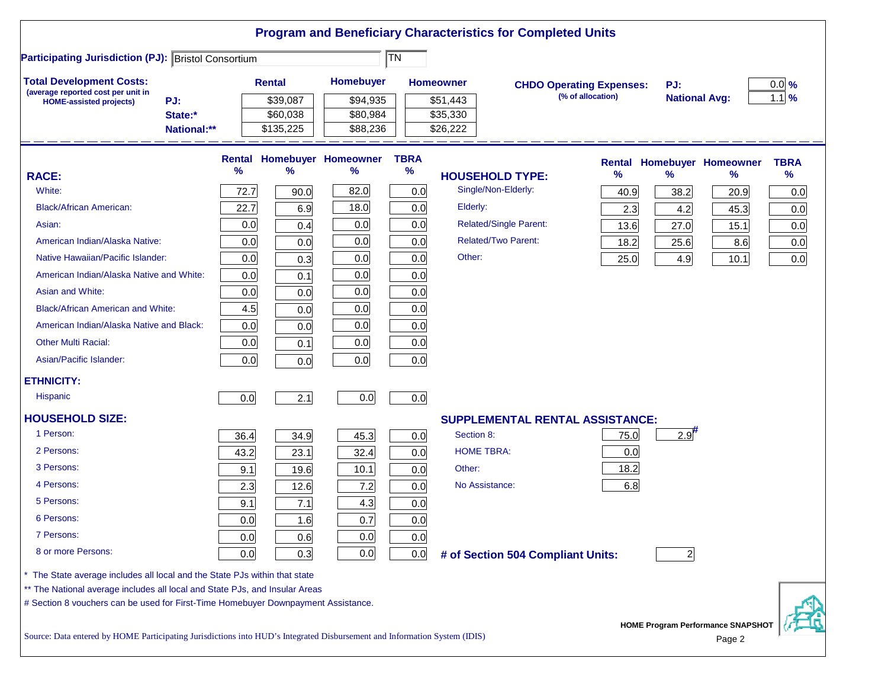# Program and Beneficiary Characteristics for Completed Units

**Participating Jurisdiction (PJ):** Bristol Consortium TN

**Total Development Costs:**
(average reported cost per unit in HOME-assisted projects)

| | Rental | Homebuyer | Homeowner |
|---|---|---|---|
| PJ: | $39,087 | $94,935 | $51,443 |
| State:* | $60,038 | $80,984 | $35,330 |
| National:** | $135,225 | $88,236 | $26,222 |

**CHDO Operating Expenses:** (% of allocation)

| | |
|---|---|
| PJ: | 0.0 % |
| National Avg: | 1.1 % |

| RACE: | Rental % | Homebuyer % | Homeowner % | TBRA % |
|---|---|---|---|---|
| White: | 72.7 | 90.0 | 82.0 | 0.0 |
| Black/African American: | 22.7 | 6.9 | 18.0 | 0.0 |
| Asian: | 0.0 | 0.4 | 0.0 | 0.0 |
| American Indian/Alaska Native: | 0.0 | 0.0 | 0.0 | 0.0 |
| Native Hawaiian/Pacific Islander: | 0.0 | 0.3 | 0.0 | 0.0 |
| American Indian/Alaska Native and White: | 0.0 | 0.1 | 0.0 | 0.0 |
| Asian and White: | 0.0 | 0.0 | 0.0 | 0.0 |
| Black/African American and White: | 4.5 | 0.0 | 0.0 | 0.0 |
| American Indian/Alaska Native and Black: | 0.0 | 0.0 | 0.0 | 0.0 |
| Other Multi Racial: | 0.0 | 0.1 | 0.0 | 0.0 |
| Asian/Pacific Islander: | 0.0 | 0.0 | 0.0 | 0.0 |
| **ETHNICITY:** | | | | |
| Hispanic | 0.0 | 2.1 | 0.0 | 0.0 |
| **HOUSEHOLD SIZE:** | | | | |
| 1 Person: | 36.4 | 34.9 | 45.3 | 0.0 |
| 2 Persons: | 43.2 | 23.1 | 32.4 | 0.0 |
| 3 Persons: | 9.1 | 19.6 | 10.1 | 0.0 |
| 4 Persons: | 2.3 | 12.6 | 7.2 | 0.0 |
| 5 Persons: | 9.1 | 7.1 | 4.3 | 0.0 |
| 6 Persons: | 0.0 | 1.6 | 0.7 | 0.0 |
| 7 Persons: | 0.0 | 0.6 | 0.0 | 0.0 |
| 8 or more Persons: | 0.0 | 0.3 | 0.0 | 0.0 |

| HOUSEHOLD TYPE: | Rental % | Homebuyer % | Homeowner % | TBRA % |
|---|---|---|---|---|
| Single/Non-Elderly: | 40.9 | 38.2 | 20.9 | 0.0 |
| Elderly: | 2.3 | 4.2 | 45.3 | 0.0 |
| Related/Single Parent: | 13.6 | 27.0 | 15.1 | 0.0 |
| Related/Two Parent: | 18.2 | 25.6 | 8.6 | 0.0 |
| Other: | 25.0 | 4.9 | 10.1 | 0.0 |

| SUPPLEMENTAL RENTAL ASSISTANCE: | Rental | Homebuyer |
|---|---|---|
| Section 8: | 75.0 | 2.9# |
| HOME TBRA: | 0.0 | |
| Other: | 18.2 | |
| No Assistance: | 6.8 | |

**# of Section 504 Compliant Units:** 2

\* The State average includes all local and the State PJs within that state

** The National average includes all local and State PJs, and Insular Areas

# Section 8 vouchers can be used for First-Time Homebuyer Downpayment Assistance.

Source: Data entered by HOME Participating Jurisdictions into HUD's Integrated Disbursement and Information System (IDIS)

HOME Program Performance SNAPSHOT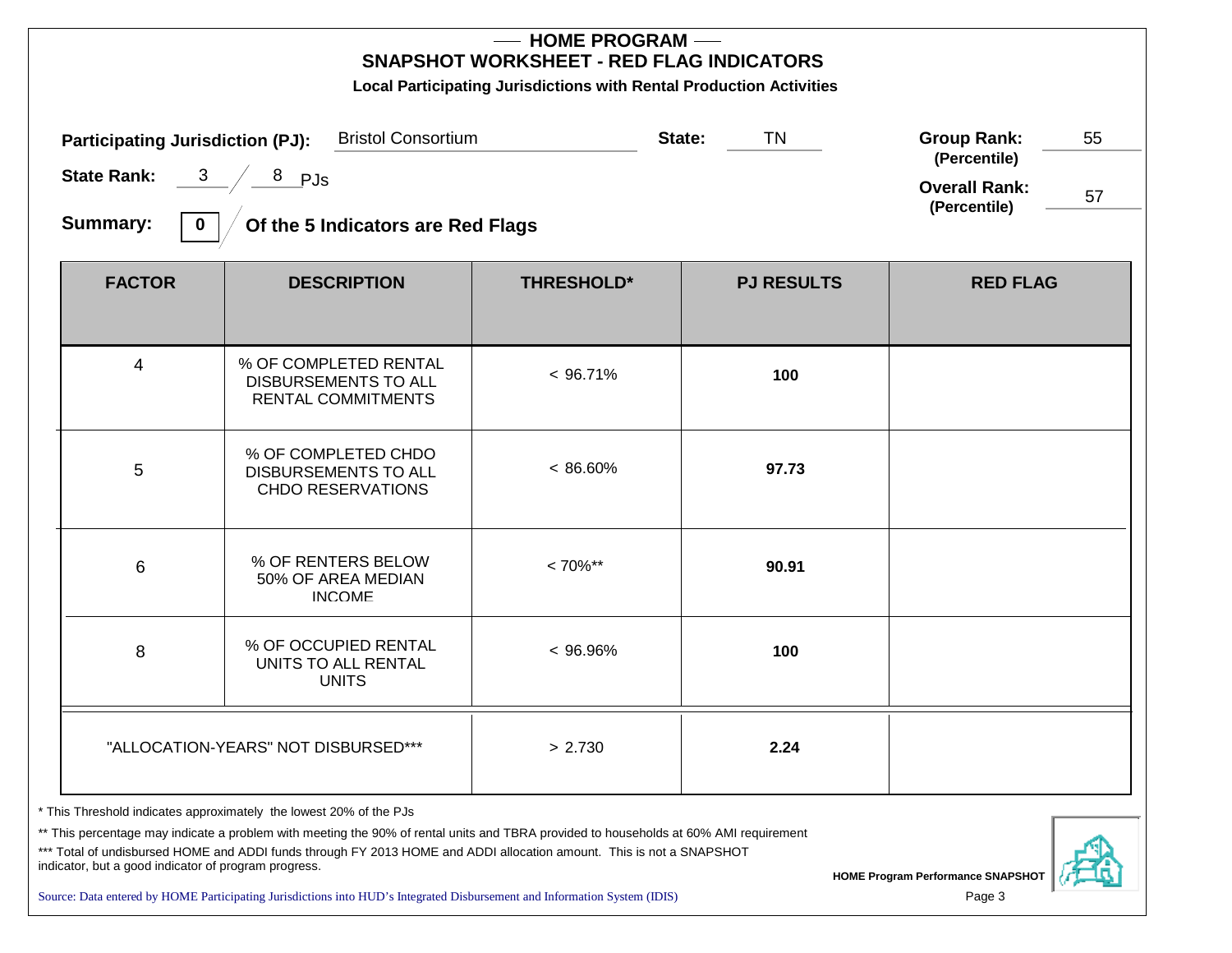# HOME PROGRAM

## SNAPSHOT WORKSHEET - RED FLAG INDICATORS

**Local Participating Jurisdictions with Rental Production Activities**

**Participating Jurisdiction (PJ):** Bristol Consortium **State:** TN **Group Rank (Percentile):** 55

**State Rank:** 3 / 8 PJs **Overall Rank (Percentile):** 57

**Summary:** 0 **Of the 5 Indicators are Red Flags**

| FACTOR | DESCRIPTION | THRESHOLD* | PJ RESULTS | RED FLAG |
|---|---|---|---|---|
| 4 | % OF COMPLETED RENTAL DISBURSEMENTS TO ALL RENTAL COMMITMENTS | < 96.71% | **100** | |
| 5 | % OF COMPLETED CHDO DISBURSEMENTS TO ALL CHDO RESERVATIONS | < 86.60% | **97.73** | |
| 6 | % OF RENTERS BELOW 50% OF AREA MEDIAN INCOME | < 70%** | **90.91** | |
| 8 | % OF OCCUPIED RENTAL UNITS TO ALL RENTAL UNITS | < 96.96% | **100** | |
| "ALLOCATION-YEARS" NOT DISBURSED*** | | > 2.730 | **2.24** | |

* This Threshold indicates approximately the lowest 20% of the PJs

** This percentage may indicate a problem with meeting the 90% of rental units and TBRA provided to households at 60% AMI requirement

*** Total of undisbursed HOME and ADDI funds through FY 2013 HOME and ADDI allocation amount. This is not a SNAPSHOT indicator, but a good indicator of program progress.

Source: Data entered by HOME Participating Jurisdictions into HUD's Integrated Disbursement and Information System (IDIS)